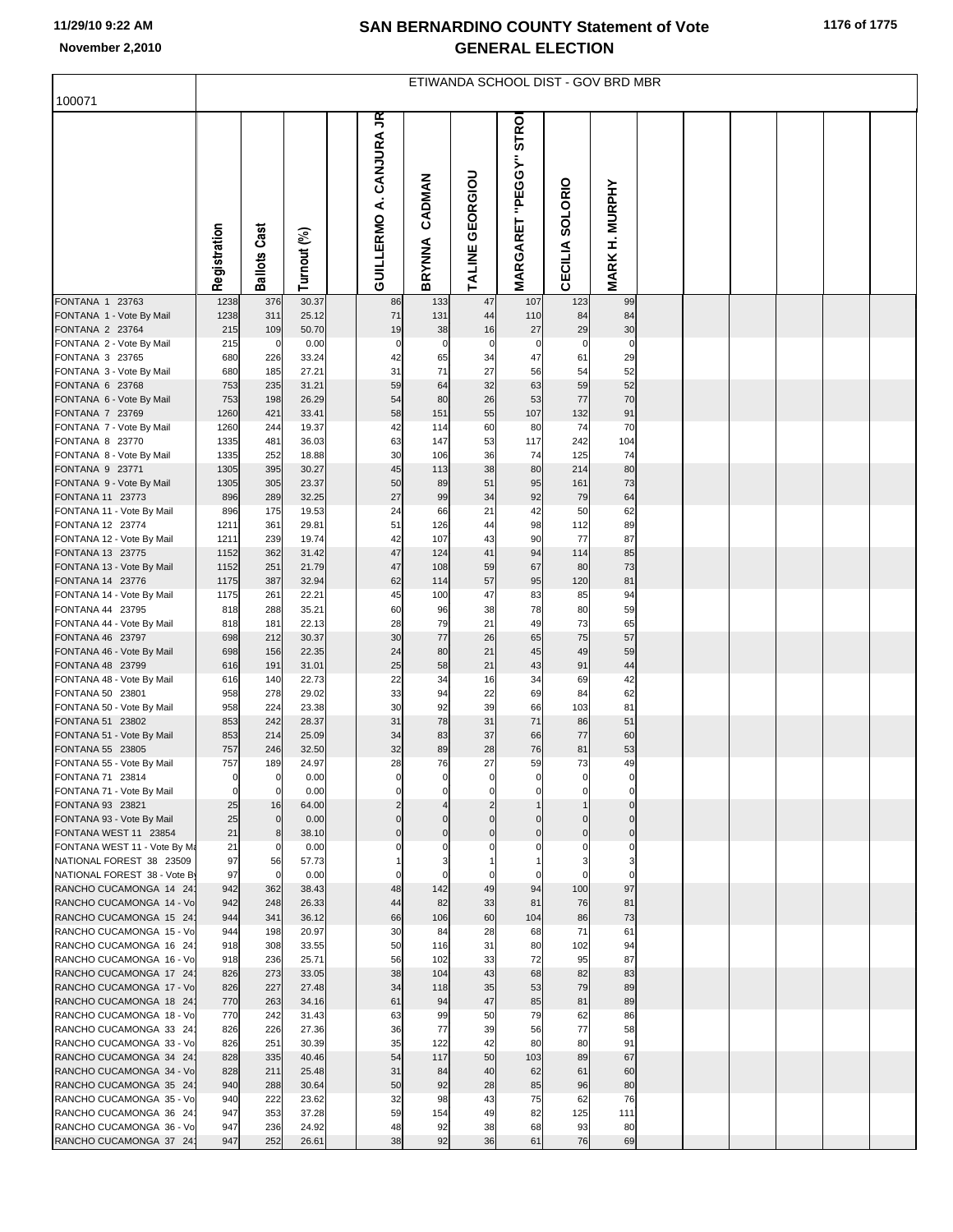# SAN BERNARDINO COUNTY Statement of Vote
# GENERAL ELECTION

November 2,2010

## ETIWANDA SCHOOL DIST - GOV BRD MBR

100071

| | Registration | Ballots Cast | Turnout (%) | | GUILLERMO A. CANJURA JR | BRYNNA CADMAN | TALINE GEORGIOU | MARGARET "PEGGY" STRO | CECILIA SOLORIO | MARK H. MURPHY | | | | | |
|---|---|---|---|---|---|---|---|---|---|---|---|---|---|---|---|
| FONTANA 1 23763 | 1238 | 376 | 30.37 | | 86 | 133 | 47 | 107 | 123 | 99 | | | | | |
| FONTANA 1 - Vote By Mail | 1238 | 311 | 25.12 | | 71 | 131 | 44 | 110 | 84 | 84 | | | | | |
| FONTANA 2 23764 | 215 | 109 | 50.70 | | 19 | 38 | 16 | 27 | 29 | 30 | | | | | |
| FONTANA 2 - Vote By Mail | 215 | 0 | 0.00 | | 0 | 0 | 0 | 0 | 0 | 0 | | | | | |
| FONTANA 3 23765 | 680 | 226 | 33.24 | | 42 | 65 | 34 | 47 | 61 | 29 | | | | | |
| FONTANA 3 - Vote By Mail | 680 | 185 | 27.21 | | 31 | 71 | 27 | 56 | 54 | 52 | | | | | |
| FONTANA 6 23768 | 753 | 235 | 31.21 | | 59 | 64 | 32 | 63 | 59 | 52 | | | | | |
| FONTANA 6 - Vote By Mail | 753 | 198 | 26.29 | | 54 | 80 | 26 | 53 | 77 | 70 | | | | | |
| FONTANA 7 23769 | 1260 | 421 | 33.41 | | 58 | 151 | 55 | 107 | 132 | 91 | | | | | |
| FONTANA 7 - Vote By Mail | 1260 | 244 | 19.37 | | 42 | 114 | 60 | 80 | 74 | 70 | | | | | |
| FONTANA 8 23770 | 1335 | 481 | 36.03 | | 63 | 147 | 53 | 117 | 242 | 104 | | | | | |
| FONTANA 8 - Vote By Mail | 1335 | 252 | 18.88 | | 30 | 106 | 36 | 74 | 125 | 74 | | | | | |
| FONTANA 9 23771 | 1305 | 395 | 30.27 | | 45 | 113 | 38 | 80 | 214 | 80 | | | | | |
| FONTANA 9 - Vote By Mail | 1305 | 305 | 23.37 | | 50 | 89 | 51 | 95 | 161 | 73 | | | | | |
| FONTANA 11 23773 | 896 | 289 | 32.25 | | 27 | 99 | 34 | 92 | 79 | 64 | | | | | |
| FONTANA 11 - Vote By Mail | 896 | 175 | 19.53 | | 24 | 66 | 21 | 42 | 50 | 62 | | | | | |
| FONTANA 12 23774 | 1211 | 361 | 29.81 | | 51 | 126 | 44 | 98 | 112 | 89 | | | | | |
| FONTANA 12 - Vote By Mail | 1211 | 239 | 19.74 | | 42 | 107 | 43 | 90 | 77 | 87 | | | | | |
| FONTANA 13 23775 | 1152 | 362 | 31.42 | | 47 | 124 | 41 | 94 | 114 | 85 | | | | | |
| FONTANA 13 - Vote By Mail | 1152 | 251 | 21.79 | | 47 | 108 | 59 | 67 | 80 | 73 | | | | | |
| FONTANA 14 23776 | 1175 | 387 | 32.94 | | 62 | 114 | 57 | 95 | 120 | 81 | | | | | |
| FONTANA 14 - Vote By Mail | 1175 | 261 | 22.21 | | 45 | 100 | 47 | 83 | 85 | 94 | | | | | |
| FONTANA 44 23795 | 818 | 288 | 35.21 | | 60 | 96 | 38 | 78 | 80 | 59 | | | | | |
| FONTANA 44 - Vote By Mail | 818 | 181 | 22.13 | | 28 | 79 | 21 | 49 | 73 | 65 | | | | | |
| FONTANA 46 23797 | 698 | 212 | 30.37 | | 30 | 77 | 26 | 65 | 75 | 57 | | | | | |
| FONTANA 46 - Vote By Mail | 698 | 156 | 22.35 | | 24 | 80 | 21 | 45 | 49 | 59 | | | | | |
| FONTANA 48 23799 | 616 | 191 | 31.01 | | 25 | 58 | 21 | 43 | 91 | 44 | | | | | |
| FONTANA 48 - Vote By Mail | 616 | 140 | 22.73 | | 22 | 34 | 16 | 34 | 69 | 42 | | | | | |
| FONTANA 50 23801 | 958 | 278 | 29.02 | | 33 | 94 | 22 | 69 | 84 | 62 | | | | | |
| FONTANA 50 - Vote By Mail | 958 | 224 | 23.38 | | 30 | 92 | 39 | 66 | 103 | 81 | | | | | |
| FONTANA 51 23802 | 853 | 242 | 28.37 | | 31 | 78 | 31 | 71 | 86 | 51 | | | | | |
| FONTANA 51 - Vote By Mail | 853 | 214 | 25.09 | | 34 | 83 | 37 | 66 | 77 | 60 | | | | | |
| FONTANA 55 23805 | 757 | 246 | 32.50 | | 32 | 89 | 28 | 76 | 81 | 53 | | | | | |
| FONTANA 55 - Vote By Mail | 757 | 189 | 24.97 | | 28 | 76 | 27 | 59 | 73 | 49 | | | | | |
| FONTANA 71 23814 | 0 | 0 | 0.00 | | 0 | 0 | 0 | 0 | 0 | 0 | | | | | |
| FONTANA 71 - Vote By Mail | 0 | 0 | 0.00 | | 0 | 0 | 0 | 0 | 0 | 0 | | | | | |
| FONTANA 93 23821 | 25 | 16 | 64.00 | | 2 | 4 | 2 | 1 | 1 | 0 | | | | | |
| FONTANA 93 - Vote By Mail | 25 | 0 | 0.00 | | 0 | 0 | 0 | 0 | 0 | 0 | | | | | |
| FONTANA WEST 11 23854 | 21 | 8 | 38.10 | | 0 | 0 | 0 | 0 | 0 | 0 | | | | | |
| FONTANA WEST 11 - Vote By Ma | 21 | 0 | 0.00 | | 0 | 0 | 0 | 0 | 0 | 0 | | | | | |
| NATIONAL FOREST 38 23509 | 97 | 56 | 57.73 | | 1 | 3 | 1 | 1 | 3 | 3 | | | | | |
| NATIONAL FOREST 38 - Vote By | 97 | 0 | 0.00 | | 0 | 0 | 0 | 0 | 0 | 0 | | | | | |
| RANCHO CUCAMONGA 14 24 | 942 | 362 | 38.43 | | 48 | 142 | 49 | 94 | 100 | 97 | | | | | |
| RANCHO CUCAMONGA 14 - Vo | 942 | 248 | 26.33 | | 44 | 82 | 33 | 81 | 76 | 81 | | | | | |
| RANCHO CUCAMONGA 15 24 | 944 | 341 | 36.12 | | 66 | 106 | 60 | 104 | 86 | 73 | | | | | |
| RANCHO CUCAMONGA 15 - Vo | 944 | 198 | 20.97 | | 30 | 84 | 28 | 68 | 71 | 61 | | | | | |
| RANCHO CUCAMONGA 16 24 | 918 | 308 | 33.55 | | 50 | 116 | 31 | 80 | 102 | 94 | | | | | |
| RANCHO CUCAMONGA 16 - Vo | 918 | 236 | 25.71 | | 56 | 102 | 33 | 72 | 95 | 87 | | | | | |
| RANCHO CUCAMONGA 17 24 | 826 | 273 | 33.05 | | 38 | 104 | 43 | 68 | 82 | 83 | | | | | |
| RANCHO CUCAMONGA 17 - Vo | 826 | 227 | 27.48 | | 34 | 118 | 35 | 53 | 79 | 89 | | | | | |
| RANCHO CUCAMONGA 18 24 | 770 | 263 | 34.16 | | 61 | 94 | 47 | 85 | 81 | 89 | | | | | |
| RANCHO CUCAMONGA 18 - Vo | 770 | 242 | 31.43 | | 63 | 99 | 50 | 79 | 62 | 86 | | | | | |
| RANCHO CUCAMONGA 33 24 | 826 | 226 | 27.36 | | 36 | 77 | 39 | 56 | 77 | 58 | | | | | |
| RANCHO CUCAMONGA 33 - Vo | 826 | 251 | 30.39 | | 35 | 122 | 42 | 80 | 80 | 91 | | | | | |
| RANCHO CUCAMONGA 34 24 | 828 | 335 | 40.46 | | 54 | 117 | 50 | 103 | 89 | 67 | | | | | |
| RANCHO CUCAMONGA 34 - Vo | 828 | 211 | 25.48 | | 31 | 84 | 40 | 62 | 61 | 60 | | | | | |
| RANCHO CUCAMONGA 35 24 | 940 | 288 | 30.64 | | 50 | 92 | 28 | 85 | 96 | 80 | | | | | |
| RANCHO CUCAMONGA 35 - Vo | 940 | 222 | 23.62 | | 32 | 98 | 43 | 75 | 62 | 76 | | | | | |
| RANCHO CUCAMONGA 36 24 | 947 | 353 | 37.28 | | 59 | 154 | 49 | 82 | 125 | 111 | | | | | |
| RANCHO CUCAMONGA 36 - Vo | 947 | 236 | 24.92 | | 48 | 92 | 38 | 68 | 93 | 80 | | | | | |
| RANCHO CUCAMONGA 37 24 | 947 | 252 | 26.61 | | 38 | 92 | 36 | 61 | 76 | 69 | | | | | |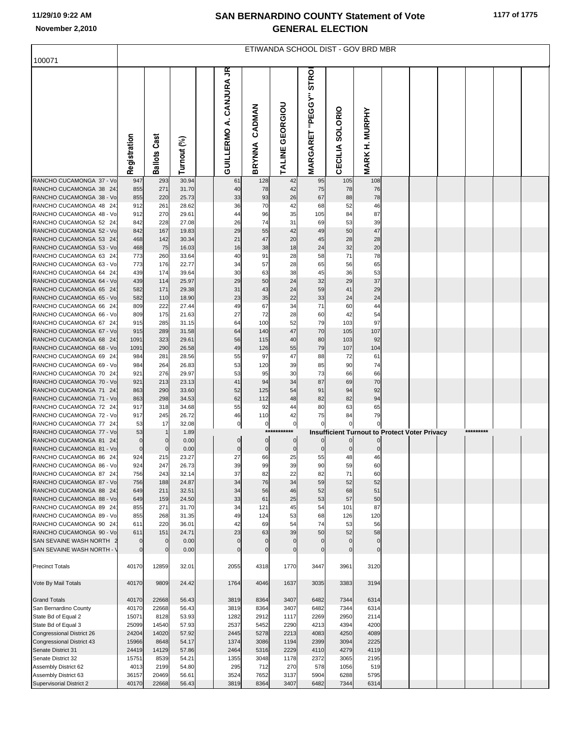# ETIWANDA SCHOOL DIST - GOV BRD MBR

100071

| | Registration | Ballots Cast | Turnout (%) | | GUILLERMO A. CANJURA JR | BRYNNA CADMAN | TALINE GEORGIOU | MARGARET "PEGGY" STRO | CECILIA SOLORIO | MARK H. MURPHY |
|---|---|---|---|---|---|---|---|---|---|---|
| RANCHO CUCAMONGA 37 - Vo | 947 | 293 | 30.94 | | 61 | 128 | 42 | 95 | 105 | 108 |
| RANCHO CUCAMONGA 38 24 | 855 | 271 | 31.70 | | 40 | 78 | 42 | 75 | 78 | 76 |
| RANCHO CUCAMONGA 38 - Vo | 855 | 220 | 25.73 | | 33 | 93 | 26 | 67 | 88 | 78 |
| RANCHO CUCAMONGA 48 24 | 912 | 261 | 28.62 | | 36 | 70 | 42 | 68 | 52 | 46 |
| RANCHO CUCAMONGA 48 - Vo | 912 | 270 | 29.61 | | 44 | 96 | 35 | 105 | 84 | 87 |
| RANCHO CUCAMONGA 52 24 | 842 | 228 | 27.08 | | 26 | 74 | 31 | 69 | 53 | 39 |
| RANCHO CUCAMONGA 52 - Vo | 842 | 167 | 19.83 | | 29 | 55 | 42 | 49 | 50 | 47 |
| RANCHO CUCAMONGA 53 24 | 468 | 142 | 30.34 | | 21 | 47 | 20 | 45 | 28 | 28 |
| RANCHO CUCAMONGA 53 - Vo | 468 | 75 | 16.03 | | 16 | 38 | 18 | 24 | 32 | 20 |
| RANCHO CUCAMONGA 63 24 | 773 | 260 | 33.64 | | 40 | 91 | 28 | 58 | 71 | 78 |
| RANCHO CUCAMONGA 63 - Vo | 773 | 176 | 22.77 | | 34 | 57 | 28 | 65 | 56 | 65 |
| RANCHO CUCAMONGA 64 24 | 439 | 174 | 39.64 | | 30 | 63 | 38 | 45 | 36 | 53 |
| RANCHO CUCAMONGA 64 - Vo | 439 | 114 | 25.97 | | 29 | 50 | 24 | 32 | 29 | 37 |
| RANCHO CUCAMONGA 65 24 | 582 | 171 | 29.38 | | 31 | 43 | 24 | 59 | 41 | 29 |
| RANCHO CUCAMONGA 65 - Vo | 582 | 110 | 18.90 | | 23 | 35 | 22 | 33 | 24 | 24 |
| RANCHO CUCAMONGA 66 24 | 809 | 222 | 27.44 | | 49 | 67 | 34 | 71 | 60 | 44 |
| RANCHO CUCAMONGA 66 - Vo | 809 | 175 | 21.63 | | 27 | 72 | 28 | 60 | 42 | 54 |
| RANCHO CUCAMONGA 67 24 | 915 | 285 | 31.15 | | 64 | 100 | 52 | 79 | 103 | 97 |
| RANCHO CUCAMONGA 67 - Vo | 915 | 289 | 31.58 | | 64 | 140 | 47 | 70 | 105 | 107 |
| RANCHO CUCAMONGA 68 24 | 1091 | 323 | 29.61 | | 56 | 115 | 40 | 80 | 103 | 92 |
| RANCHO CUCAMONGA 68 - Vo | 1091 | 290 | 26.58 | | 49 | 126 | 55 | 79 | 107 | 104 |
| RANCHO CUCAMONGA 69 24 | 984 | 281 | 28.56 | | 55 | 97 | 47 | 88 | 72 | 61 |
| RANCHO CUCAMONGA 69 - Vo | 984 | 264 | 26.83 | | 53 | 120 | 39 | 85 | 90 | 74 |
| RANCHO CUCAMONGA 70 24 | 921 | 276 | 29.97 | | 53 | 95 | 30 | 73 | 66 | 66 |
| RANCHO CUCAMONGA 70 - Vo | 921 | 213 | 23.13 | | 41 | 94 | 34 | 87 | 69 | 70 |
| RANCHO CUCAMONGA 71 24 | 863 | 290 | 33.60 | | 52 | 125 | 54 | 91 | 94 | 92 |
| RANCHO CUCAMONGA 71 - Vo | 863 | 298 | 34.53 | | 62 | 112 | 48 | 82 | 82 | 94 |
| RANCHO CUCAMONGA 72 24 | 917 | 318 | 34.68 | | 55 | 92 | 44 | 80 | 63 | 65 |
| RANCHO CUCAMONGA 72 - Vo | 917 | 245 | 26.72 | | 46 | 110 | 42 | 75 | 84 | 79 |
| RANCHO CUCAMONGA 77 24 | 53 | 17 | 32.08 | | 0 | 0 | 0 | 0 | 0 | 0 |
| RANCHO CUCAMONGA 77 - Vo | 53 | 1 | 1.89 | | | *********** | | Insufficient Turnout to Protect Voter Privacy | | ********* |
| RANCHO CUCAMONGA 81 24 | 0 | 0 | 0.00 | | 0 | 0 | 0 | 0 | 0 | 0 |
| RANCHO CUCAMONGA 81 - Vo | 0 | 0 | 0.00 | | 0 | 0 | 0 | 0 | 0 | 0 |
| RANCHO CUCAMONGA 86 24 | 924 | 215 | 23.27 | | 27 | 66 | 25 | 55 | 48 | 46 |
| RANCHO CUCAMONGA 86 - Vo | 924 | 247 | 26.73 | | 39 | 99 | 39 | 90 | 59 | 60 |
| RANCHO CUCAMONGA 87 24 | 756 | 243 | 32.14 | | 37 | 82 | 22 | 82 | 71 | 60 |
| RANCHO CUCAMONGA 87 - Vo | 756 | 188 | 24.87 | | 34 | 76 | 34 | 59 | 52 | 52 |
| RANCHO CUCAMONGA 88 24 | 649 | 211 | 32.51 | | 34 | 56 | 46 | 52 | 68 | 51 |
| RANCHO CUCAMONGA 88 - Vo | 649 | 159 | 24.50 | | 33 | 61 | 25 | 53 | 57 | 50 |
| RANCHO CUCAMONGA 89 24 | 855 | 271 | 31.70 | | 34 | 121 | 45 | 54 | 101 | 87 |
| RANCHO CUCAMONGA 89 - Vo | 855 | 268 | 31.35 | | 49 | 124 | 53 | 68 | 126 | 120 |
| RANCHO CUCAMONGA 90 24 | 611 | 220 | 36.01 | | 42 | 69 | 54 | 74 | 53 | 56 |
| RANCHO CUCAMONGA 90 - Vo | 611 | 151 | 24.71 | | 23 | 63 | 39 | 50 | 52 | 58 |
| SAN SEVAINE WASH NORTH 2 | 0 | 0 | 0.00 | | 0 | 0 | 0 | 0 | 0 | 0 |
| SAN SEVAINE WASH NORTH - V | 0 | 0 | 0.00 | | 0 | 0 | 0 | 0 | 0 | 0 |
| Precinct Totals | 40170 | 12859 | 32.01 | | 2055 | 4318 | 1770 | 3447 | 3961 | 3120 |
| Vote By Mail Totals | 40170 | 9809 | 24.42 | | 1764 | 4046 | 1637 | 3035 | 3383 | 3194 |
| Grand Totals | 40170 | 22668 | 56.43 | | 3819 | 8364 | 3407 | 6482 | 7344 | 6314 |
| San Bernardino County | 40170 | 22668 | 56.43 | | 3819 | 8364 | 3407 | 6482 | 7344 | 6314 |
| State Bd of Equal 2 | 15071 | 8128 | 53.93 | | 1282 | 2912 | 1117 | 2269 | 2950 | 2114 |
| State Bd of Equal 3 | 25099 | 14540 | 57.93 | | 2537 | 5452 | 2290 | 4213 | 4394 | 4200 |
| Congressional District 26 | 24204 | 14020 | 57.92 | | 2445 | 5278 | 2213 | 4083 | 4250 | 4089 |
| Congressional District 43 | 15966 | 8648 | 54.17 | | 1374 | 3086 | 1194 | 2399 | 3094 | 2225 |
| Senate District 31 | 24419 | 14129 | 57.86 | | 2464 | 5316 | 2229 | 4110 | 4279 | 4119 |
| Senate District 32 | 15751 | 8539 | 54.21 | | 1355 | 3048 | 1178 | 2372 | 3065 | 2195 |
| Assembly District 62 | 4013 | 2199 | 54.80 | | 295 | 712 | 270 | 578 | 1056 | 519 |
| Assembly District 63 | 36157 | 20469 | 56.61 | | 3524 | 7652 | 3137 | 5904 | 6288 | 5795 |
| Supervisorial District 2 | 40170 | 22668 | 56.43 | | 3819 | 8364 | 3407 | 6482 | 7344 | 6314 |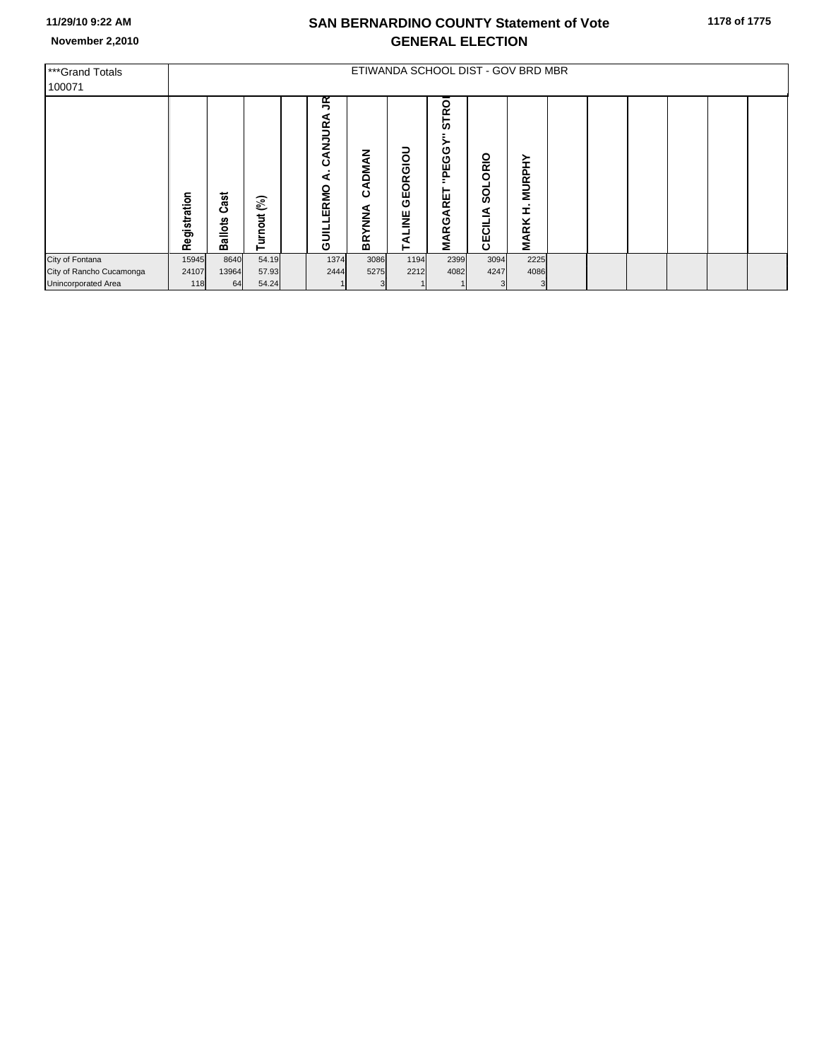# SAN BERNARDINO COUNTY Statement of Vote
## GENERAL ELECTION

November 2,2010

| ***Grand Totals 100071 | ETIWANDA SCHOOL DIST - GOV BRD MBR | | | | | | | | | | | | | | | | |
|---|---|---|---|---|---|---|---|---|---|---|---|---|---|---|---|---|---|
| | Registration | Ballots Cast | Turnout (%) | | GUILLERMO A. CANJURA JR | BRYNNA CADMAN | TALINE GEORGIOU | MARGARET "PEGGY" STROI | CECILIA SOLORIO | MARK H. MURPHY | | | | | | | |
| City of Fontana | 15945 | 8640 | 54.19 | | 1374 | 3086 | 1194 | 2399 | 3094 | 2225 | | | | | | | |
| City of Rancho Cucamonga | 24107 | 13964 | 57.93 | | 2444 | 5275 | 2212 | 4082 | 4247 | 4086 | | | | | | | |
| Unincorporated Area | 118 | 64 | 54.24 | | 1 | 3 | 1 | 1 | 3 | 3 | | | | | | | |